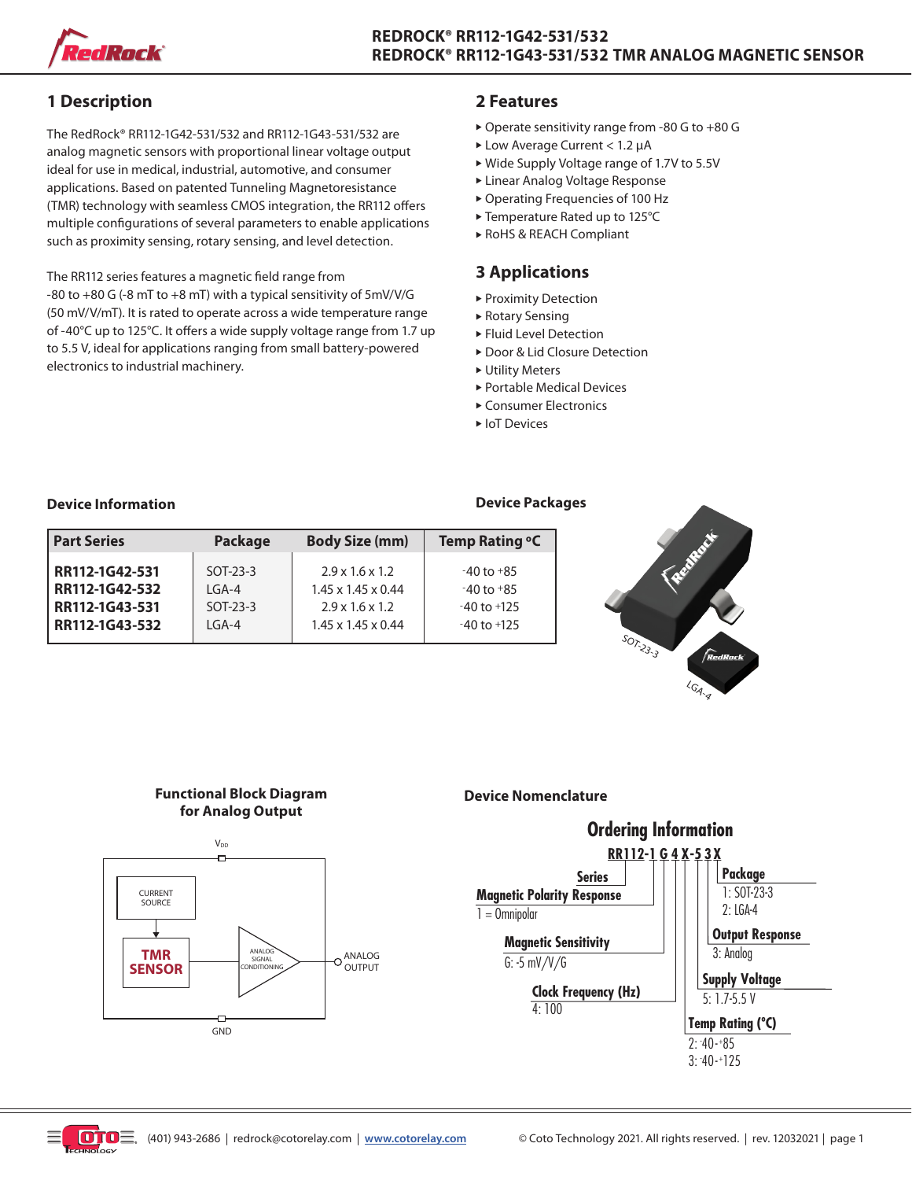# REDROCK® RR112-1G42-531/532
# REDROCK® RR112-1G43-531/532 TMR ANALOG MAGNETIC SENSOR

## 1 Description

The RedRock® RR112-1G42-531/532 and RR112-1G43-531/532 are analog magnetic sensors with proportional linear voltage output ideal for use in medical, industrial, automotive, and consumer applications. Based on patented Tunneling Magnetoresistance (TMR) technology with seamless CMOS integration, the RR112 offers multiple configurations of several parameters to enable applications such as proximity sensing, rotary sensing, and level detection.

The RR112 series features a magnetic field range from -80 to +80 G (-8 mT to +8 mT) with a typical sensitivity of 5mV/V/G (50 mV/V/mT). It is rated to operate across a wide temperature range of -40°C up to 125°C. It offers a wide supply voltage range from 1.7 up to 5.5 V, ideal for applications ranging from small battery-powered electronics to industrial machinery.

## 2 Features

- Operate sensitivity range from -80 G to +80 G
- Low Average Current < 1.2 µA
- Wide Supply Voltage range of 1.7V to 5.5V
- Linear Analog Voltage Response
- Operating Frequencies of 100 Hz
- Temperature Rated up to 125°C
- RoHS & REACH Compliant

## 3 Applications

- Proximity Detection
- Rotary Sensing
- Fluid Level Detection
- Door & Lid Closure Detection
- Utility Meters
- Portable Medical Devices
- Consumer Electronics
- IoT Devices

### Device Information

| Part Series | Package | Body Size (mm) | Temp Rating °C |
|---|---|---|---|
| **RR112-1G42-531** | SOT-23-3 | 2.9 x 1.6 x 1.2 | -40 to +85 |
| **RR112-1G42-532** | LGA-4 | 1.45 x 1.45 x 0.44 | -40 to +85 |
| **RR112-1G43-531** | SOT-23-3 | 2.9 x 1.6 x 1.2 | -40 to +125 |
| **RR112-1G43-532** | LGA-4 | 1.45 x 1.45 x 0.44 | -40 to +125 |

### Device Packages

SOT-23-3

LGA-4

### Functional Block Diagram for Analog Output

$V_{DD}$

CURRENT SOURCE

TMR SENSOR

ANALOG SIGNAL CONDITIONING

ANALOG OUTPUT

GND

### Device Nomenclature

**Ordering Information**

**RR112-1 G 4 X-5 3 X**

- **Series**
- **Magnetic Polarity Response**: 1 = Omnipolar
- **Magnetic Sensitivity**: G: -5 mV/V/G
- **Clock Frequency (Hz)**: 4: 100
- **Temp Rating (°C)**: 2: -40-+85; 3: -40-+125
- **Supply Voltage**: 5: 1.7-5.5 V
- **Output Response**: 3: Analog
- **Package**: 1: SOT-23-3; 2: LGA-4

(401) 943-2686 | redrock@cotorelay.com | www.cotorelay.com

© Coto Technology 2021. All rights reserved. | rev. 12032021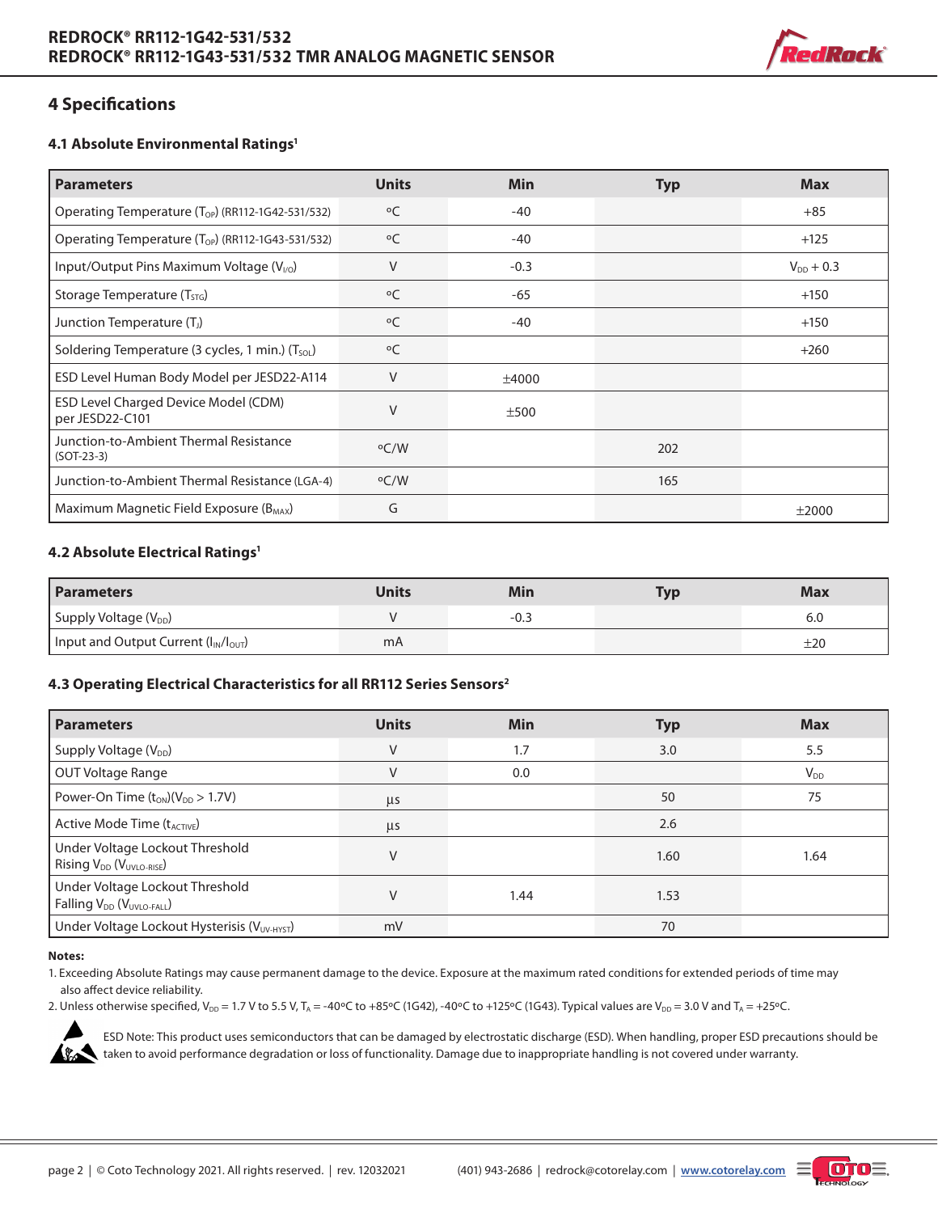# 4 Specifications

### 4.1 Absolute Environmental Ratings[1]

| Parameters | Units | Min | Typ | Max |
|---|---|---|---|---|
| Operating Temperature ($T_{OP}$) (RR112-1G42-531/532) | °C | -40 | | +85 |
| Operating Temperature ($T_{OP}$) (RR112-1G43-531/532) | °C | -40 | | +125 |
| Input/Output Pins Maximum Voltage ($V_{I/O}$) | V | -0.3 | | $V_{DD}$ + 0.3 |
| Storage Temperature ($T_{STG}$) | °C | -65 | | +150 |
| Junction Temperature ($T_J$) | °C | -40 | | +150 |
| Soldering Temperature (3 cycles, 1 min.) ($T_{SOL}$) | °C | | | +260 |
| ESD Level Human Body Model per JESD22-A114 | V | ±4000 | | |
| ESD Level Charged Device Model (CDM) per JESD22-C101 | V | ±500 | | |
| Junction-to-Ambient Thermal Resistance (SOT-23-3) | °C/W | | 202 | |
| Junction-to-Ambient Thermal Resistance (LGA-4) | °C/W | | 165 | |
| Maximum Magnetic Field Exposure ($B_{MAX}$) | G | | | ±2000 |

### 4.2 Absolute Electrical Ratings[1]

| Parameters | Units | Min | Typ | Max |
|---|---|---|---|---|
| Supply Voltage ($V_{DD}$) | V | -0.3 | | 6.0 |
| Input and Output Current ($I_{IN}/I_{OUT}$) | mA | | | ±20 |

### 4.3 Operating Electrical Characteristics for all RR112 Series Sensors[2]

| Parameters | Units | Min | Typ | Max |
|---|---|---|---|---|
| Supply Voltage ($V_{DD}$) | V | 1.7 | 3.0 | 5.5 |
| OUT Voltage Range | V | 0.0 | | $V_{DD}$ |
| Power-On Time ($t_{ON}$)($V_{DD}$ > 1.7V) | µs | | 50 | 75 |
| Active Mode Time ($t_{ACTIVE}$) | µs | | 2.6 | |
| Under Voltage Lockout Threshold Rising $V_{DD}$ ($V_{UVLO-RISE}$) | V | | 1.60 | 1.64 |
| Under Voltage Lockout Threshold Falling $V_{DD}$ ($V_{UVLO-FALL}$) | V | 1.44 | 1.53 | |
| Under Voltage Lockout Hysteris ($V_{UV-HYST}$) | mV | | 70 | |

**Notes:**

1. Exceeding Absolute Ratings may cause permanent damage to the device. Exposure at the maximum rated conditions for extended periods of time may also affect device reliability.
2. Unless otherwise specified, $V_{DD}$ = 1.7 V to 5.5 V, $T_A$ = -40°C to +85°C (1G42), -40°C to +125°C (1G43). Typical values are $V_{DD}$ = 3.0 V and $T_A$ = +25°C.

ESD Note: This product uses semiconductors that can be damaged by electrostatic discharge (ESD). When handling, proper ESD precautions should be taken to avoid performance degradation or loss of functionality. Damage due to inappropriate handling is not covered under warranty.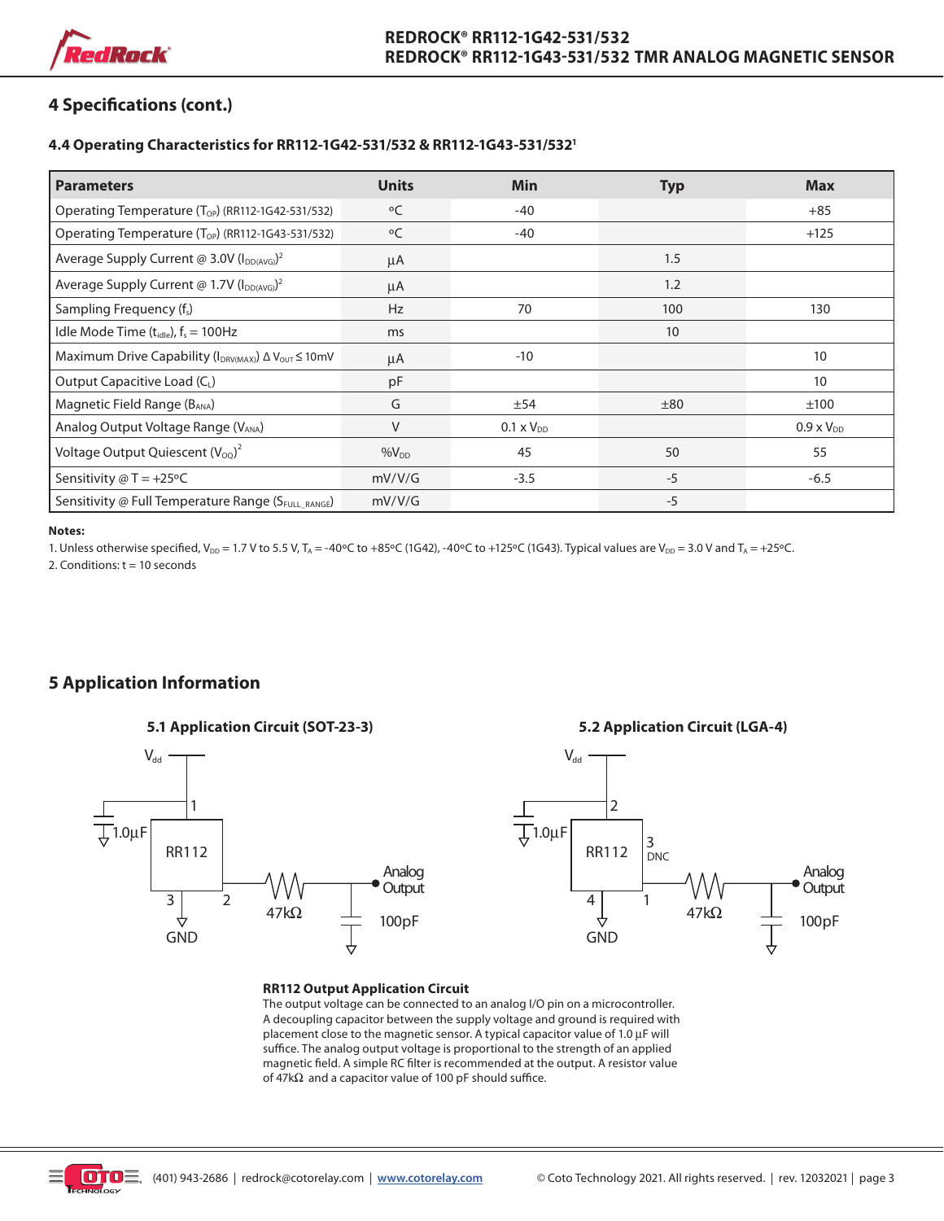## 4 Specifications (cont.)

### 4.4 Operating Characteristics for RR112-1G42-531/532 & RR112-1G43-531/532[1]

| Parameters | Units | Min | Typ | Max |
|---|---|---|---|---|
| Operating Temperature ($T_{OP}$) (RR112-1G42-531/532) | ºC | -40 | | +85 |
| Operating Temperature ($T_{OP}$) (RR112-1G43-531/532) | ºC | -40 | | +125 |
| Average Supply Current @ 3.0V ($I_{DD(AVG)}$)[2] | µA | | 1.5 | |
| Average Supply Current @ 1.7V ($I_{DD(AVG)}$)[2] | µA | | 1.2 | |
| Sampling Frequency ($f_s$) | Hz | 70 | 100 | 130 |
| Idle Mode Time ($t_{idle}$), $f_s$ = 100Hz | ms | | 10 | |
| Maximum Drive Capability ($I_{DRV(MAX)}$) $\Delta V_{OUT} \leq$ 10mV | µA | -10 | | 10 |
| Output Capacitive Load ($C_L$) | pF | | | 10 |
| Magnetic Field Range ($B_{ANA}$) | G | ±54 | ±80 | ±100 |
| Analog Output Voltage Range ($V_{ANA}$) | V | 0.1 x $V_{DD}$ | | 0.9 x $V_{DD}$ |
| Voltage Output Quiescent ($V_{OQ}$)[2] | %$V_{DD}$ | 45 | 50 | 55 |
| Sensitivity @ T = +25ºC | mV/V/G | -3.5 | -5 | -6.5 |
| Sensitivity @ Full Temperature Range ($S_{FULL\_RANGE}$) | mV/V/G | | -5 | |

**Notes:**

1. Unless otherwise specified, $V_{DD}$ = 1.7 V to 5.5 V, $T_A$ = -40ºC to +85ºC (1G42), -40ºC to +125ºC (1G43). Typical values are $V_{DD}$ = 3.0 V and $T_A$ = +25ºC.
2. Conditions: t = 10 seconds

## 5 Application Information

### 5.1 Application Circuit (SOT-23-3)

$V_{dd}$ — pin 1 of RR112; 1.0µF capacitor to ground; pin 3 — GND; pin 2 — 47kΩ — Analog Output; 100pF to ground.

### 5.2 Application Circuit (LGA-4)

$V_{dd}$ — pin 2 of RR112; 1.0µF capacitor to ground; pin 3 DNC; pin 4 — GND; pin 1 — 47kΩ — Analog Output; 100pF to ground.

**RR112 Output Application Circuit**

The output voltage can be connected to an analog I/O pin on a microcontroller. A decoupling capacitor between the supply voltage and ground is required with placement close to the magnetic sensor. A typical capacitor value of 1.0 µF will suffice. The analog output voltage is proportional to the strength of an applied magnetic field. A simple RC filter is recommended at the output. A resistor value of 47kΩ and a capacitor value of 100 pF should suffice.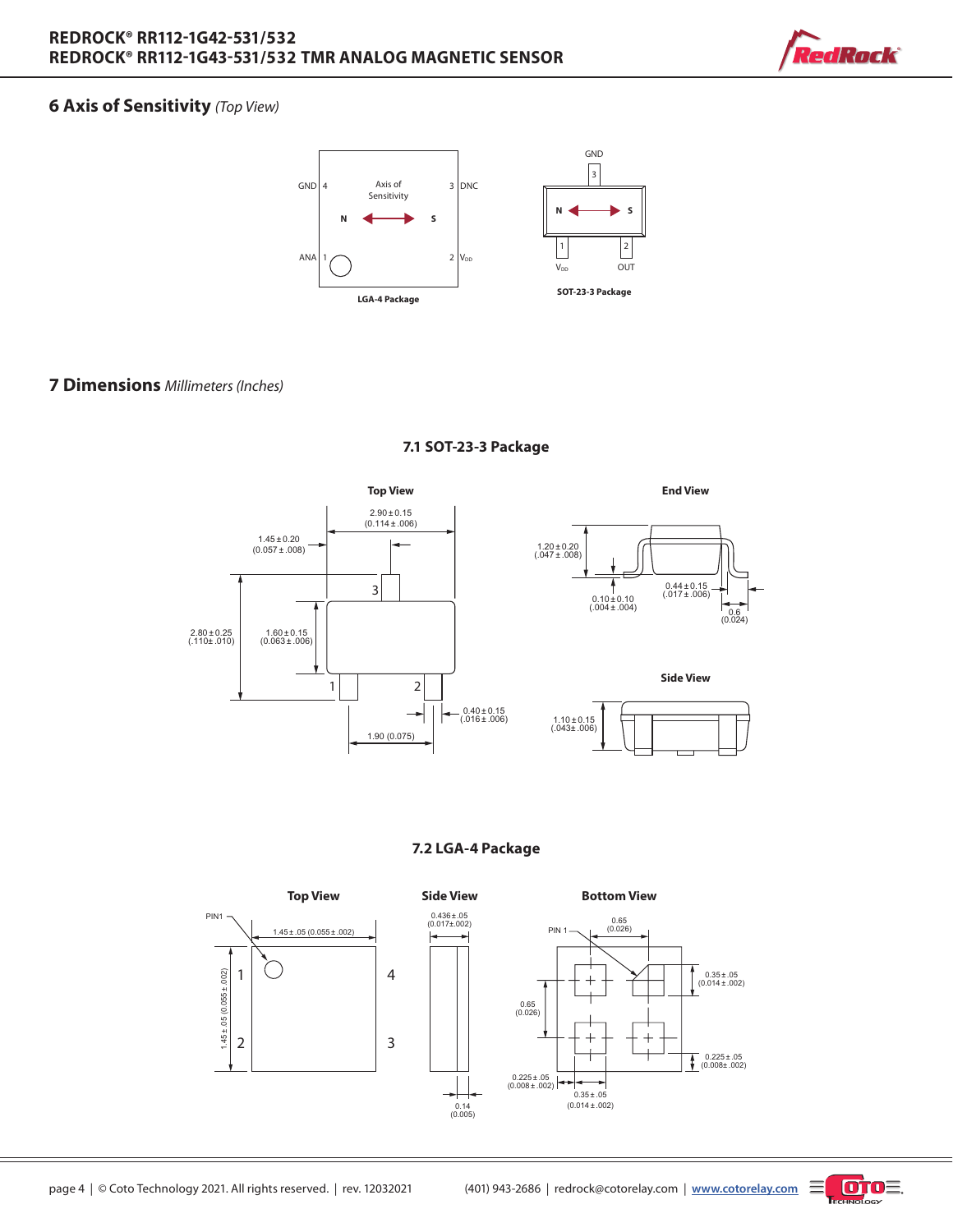## 6 Axis of Sensitivity *(Top View)*

GND 4 | Axis of Sensitivity | 3 DNC

N ◄——► S

ANA 1 | 2 $V_{DD}$

**LGA-4 Package**

GND 3

N ◄——► S

1 $V_{DD}$ | 2 OUT

**SOT-23-3 Package**

## 7 Dimensions *Millimeters (Inches)*

### 7.1 SOT-23-3 Package

**Top View**

- 2.90 ± 0.15 (0.114 ± .006)
- 1.45 ± 0.20 (0.057 ± .008)
- 2.80 ± 0.25 (.110 ± .010)
- 1.60 ± 0.15 (0.063 ± .006)
- 0.40 ± 0.15 (.016 ± .006)
- 1.90 (0.075)

**End View**

- 1.20 ± 0.20 (.047 ± .008)
- 0.10 ± 0.10 (.004 ± .004)
- 0.44 ± 0.15 (.017 ± .006)
- 0.6 (0.024)

**Side View**

- 1.10 ± 0.15 (.043 ± .006)

### 7.2 LGA-4 Package

**Top View**

- PIN1
- 1.45 ± .05 (0.055 ± .002)
- 1.45 ± .05 (0.055 ± .002)

**Side View**

- 0.436 ± .05 (0.017 ± .002)
- 0.14 (0.005)

**Bottom View**

- PIN 1
- 0.65 (0.026)
- 0.35 ± .05 (0.014 ± .002)
- 0.65 (0.026)
- 0.225 ± .05 (0.008 ± .002)
- 0.225 ± .05 (0.008 ± .002)
- 0.35 ± .05 (0.014 ± .002)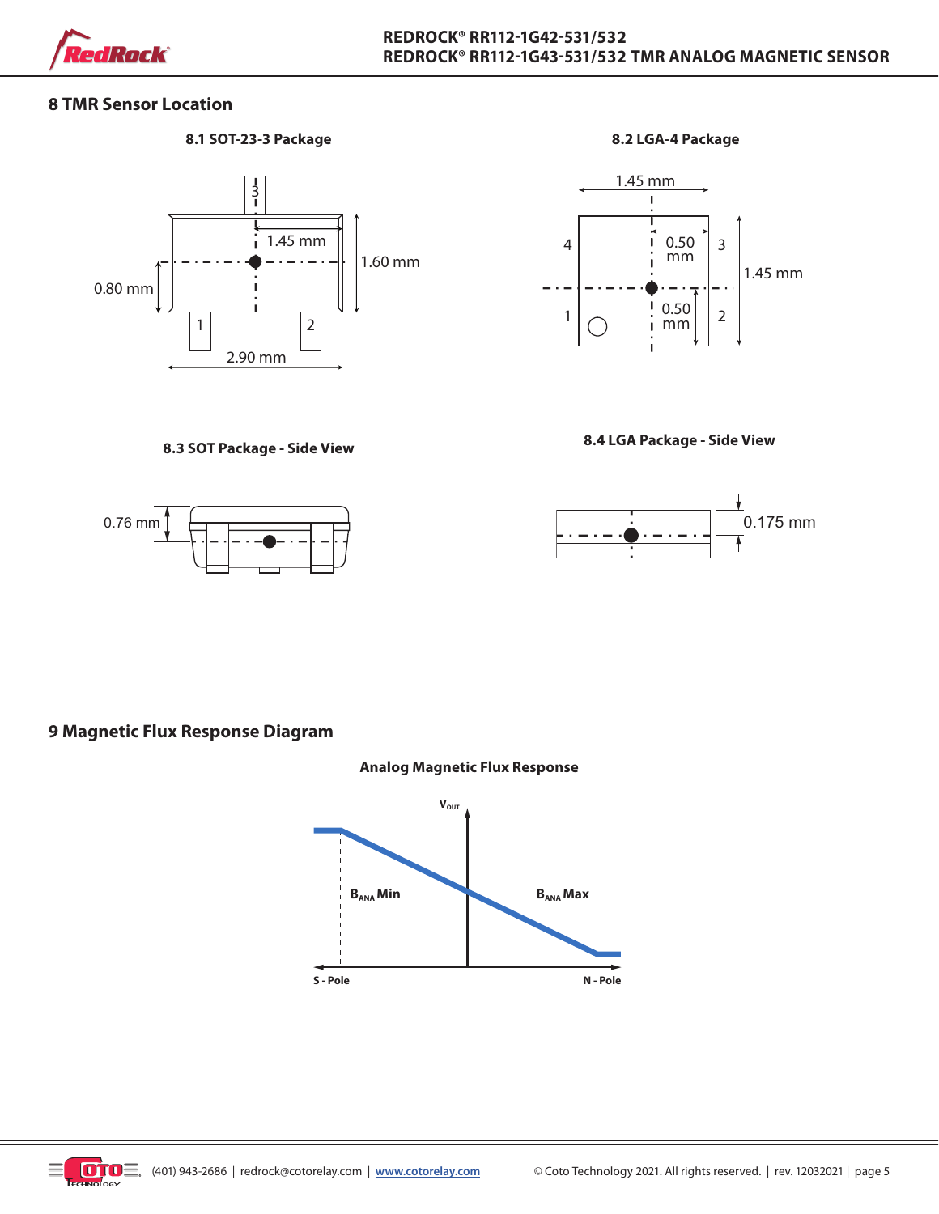# 8 TMR Sensor Location

### 8.1 SOT-23-3 Package

### 8.2 LGA-4 Package

### 8.3 SOT Package - Side View

### 8.4 LGA Package - Side View

# 9 Magnetic Flux Response Diagram

### Analog Magnetic Flux Response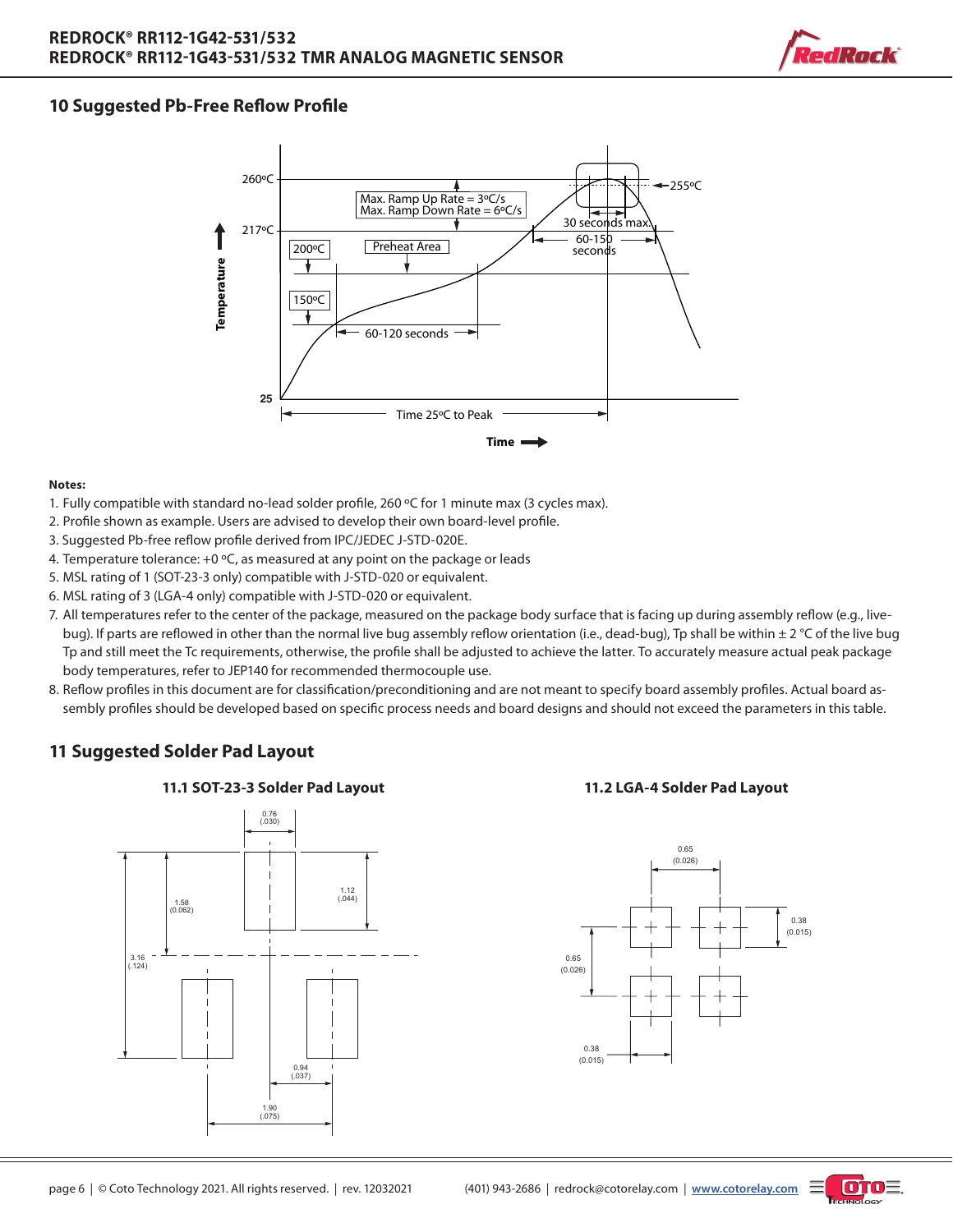## 10 Suggested Pb-Free Reflow Profile

**Notes:**

1. Fully compatible with standard no-lead solder profile, 260 ºC for 1 minute max (3 cycles max).
2. Profile shown as example. Users are advised to develop their own board-level profile.
3. Suggested Pb-free reflow profile derived from IPC/JEDEC J-STD-020E.
4. Temperature tolerance: +0 ºC, as measured at any point on the package or leads
5. MSL rating of 1 (SOT-23-3 only) compatible with J-STD-020 or equivalent.
6. MSL rating of 3 (LGA-4 only) compatible with J-STD-020 or equivalent.
7. All temperatures refer to the center of the package, measured on the package body surface that is facing up during assembly reflow (e.g., live-bug). If parts are reflowed in other than the normal live bug assembly reflow orientation (i.e., dead-bug), Tp shall be within ± 2 °C of the live bug Tp and still meet the Tc requirements, otherwise, the profile shall be adjusted to achieve the latter. To accurately measure actual peak package body temperatures, refer to JEP140 for recommended thermocouple use.
8. Reflow profiles in this document are for classification/preconditioning and are not meant to specify board assembly profiles. Actual board assembly profiles should be developed based on specific process needs and board designs and should not exceed the parameters in this table.

## 11 Suggested Solder Pad Layout

### 11.1 SOT-23-3 Solder Pad Layout

### 11.2 LGA-4 Solder Pad Layout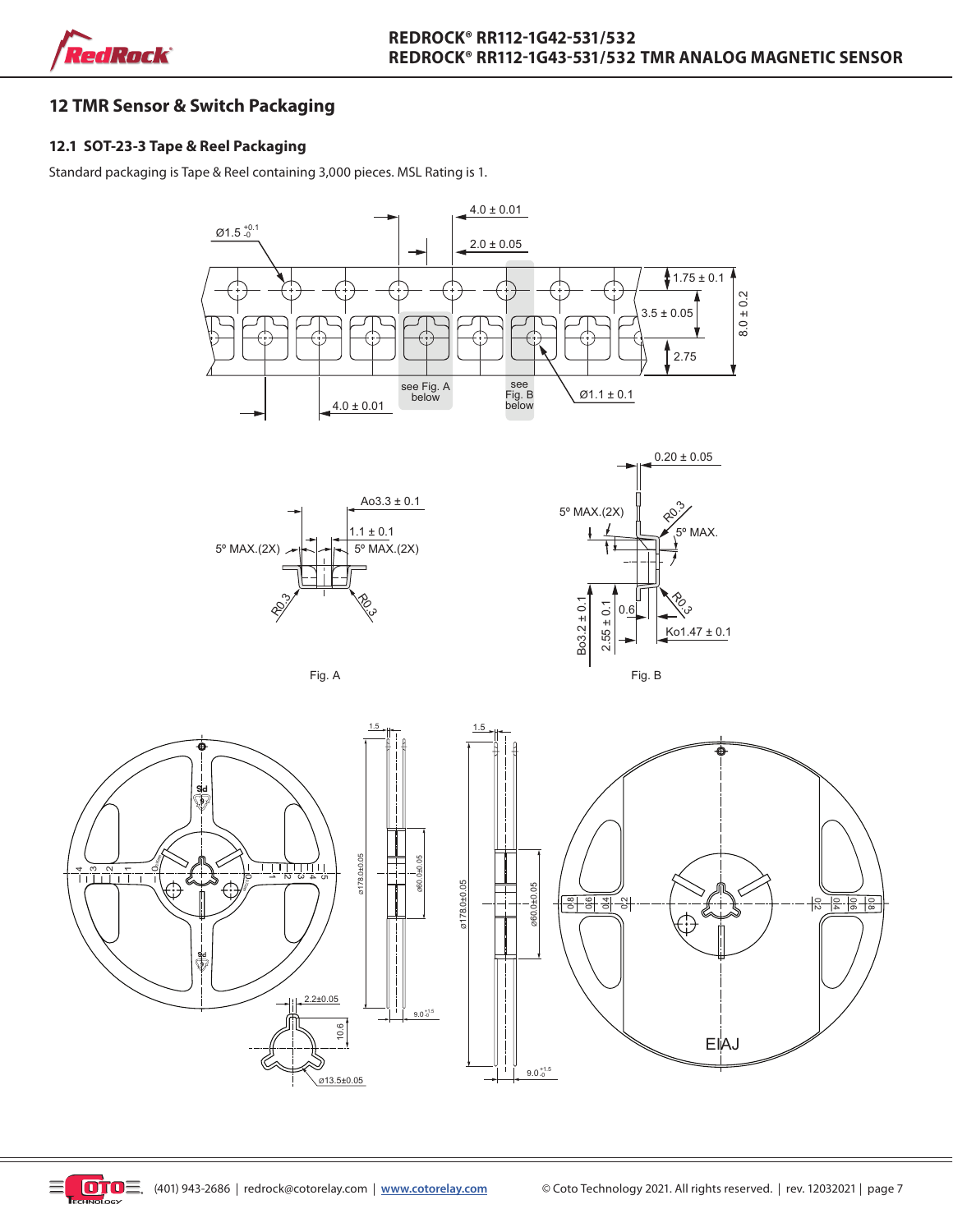## 12 TMR Sensor & Switch Packaging

### 12.1 SOT-23-3 Tape & Reel Packaging

Standard packaging is Tape & Reel containing 3,000 pieces. MSL Rating is 1.

Fig. A

Fig. B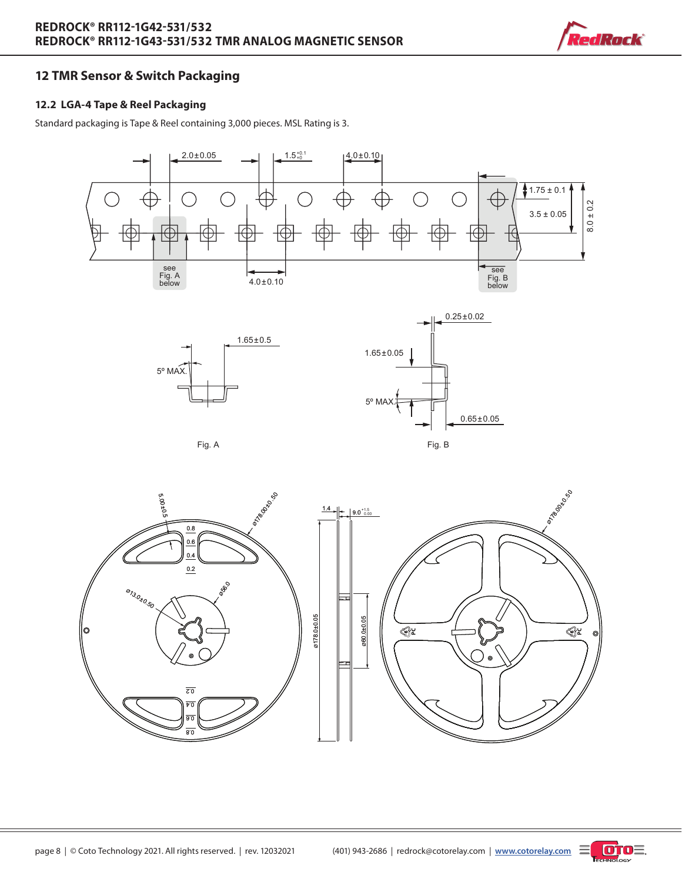## 12 TMR Sensor & Switch Packaging

### 12.2 LGA-4 Tape & Reel Packaging

Standard packaging is Tape & Reel containing 3,000 pieces. MSL Rating is 3.

Fig. A

Fig. B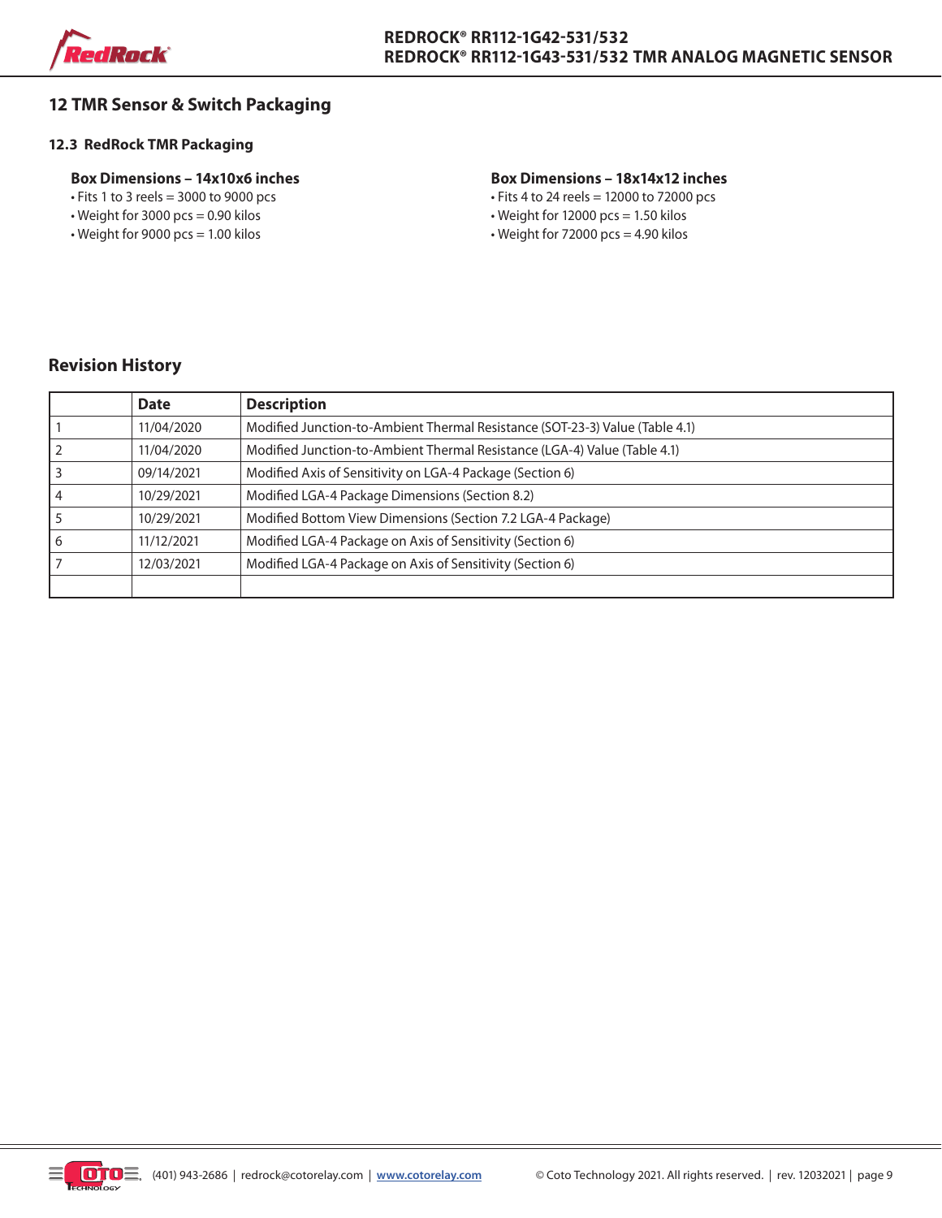## 12 TMR Sensor & Switch Packaging

### 12.3 RedRock TMR Packaging

**Box Dimensions – 14x10x6 inches**

- Fits 1 to 3 reels = 3000 to 9000 pcs
- Weight for 3000 pcs = 0.90 kilos
- Weight for 9000 pcs = 1.00 kilos

**Box Dimensions – 18x14x12 inches**

- Fits 4 to 24 reels = 12000 to 72000 pcs
- Weight for 12000 pcs = 1.50 kilos
- Weight for 72000 pcs = 4.90 kilos

## Revision History

| | Date | Description |
|---|---|---|
| 1 | 11/04/2020 | Modified Junction-to-Ambient Thermal Resistance (SOT-23-3) Value (Table 4.1) |
| 2 | 11/04/2020 | Modified Junction-to-Ambient Thermal Resistance (LGA-4) Value (Table 4.1) |
| 3 | 09/14/2021 | Modified Axis of Sensitivity on LGA-4 Package (Section 6) |
| 4 | 10/29/2021 | Modified LGA-4 Package Dimensions (Section 8.2) |
| 5 | 10/29/2021 | Modified Bottom View Dimensions (Section 7.2 LGA-4 Package) |
| 6 | 11/12/2021 | Modified LGA-4 Package on Axis of Sensitivity (Section 6) |
| 7 | 12/03/2021 | Modified LGA-4 Package on Axis of Sensitivity (Section 6) |
| | | |